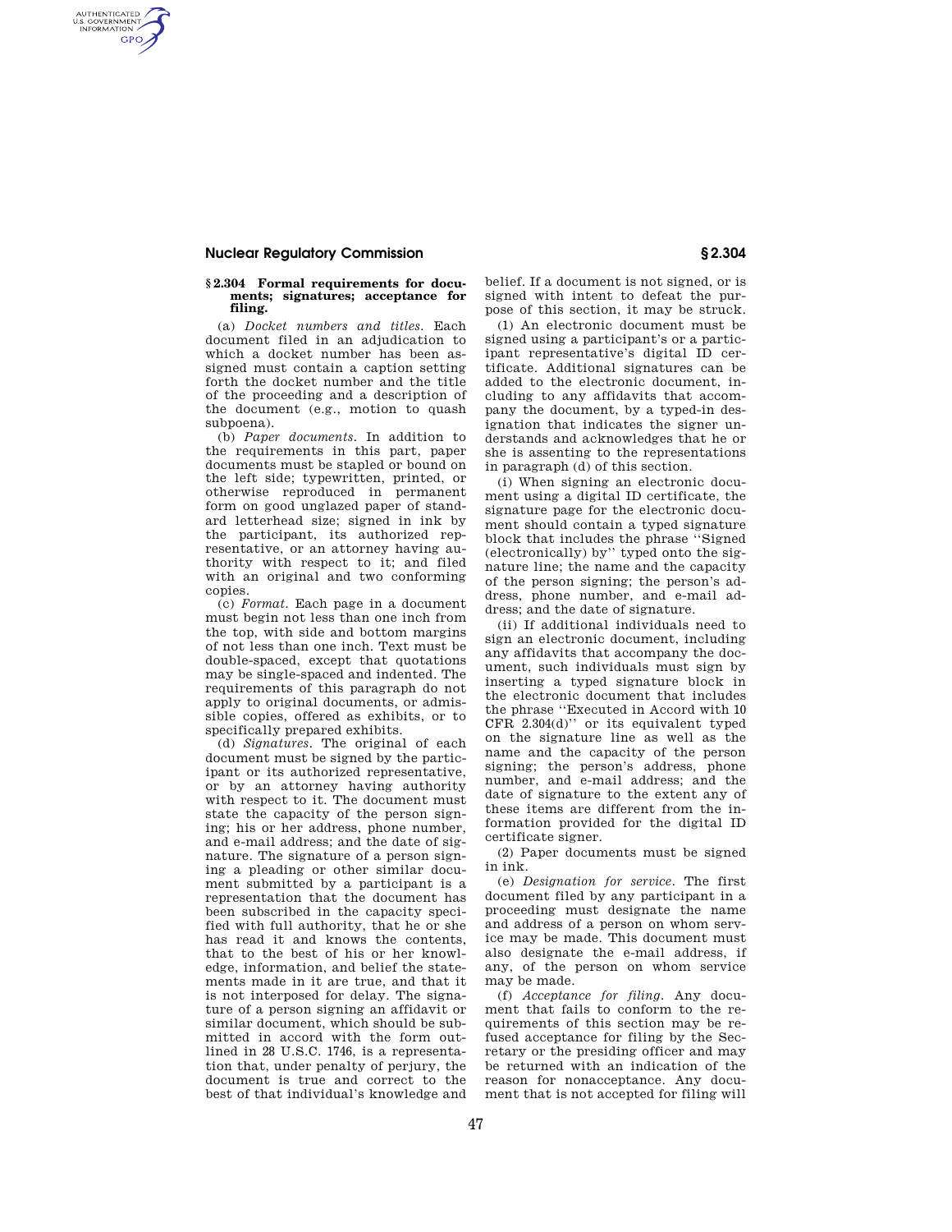### § 2.304 Formal requirements for documents; signatures; acceptance for filing.

(a) *Docket numbers and titles.* Each document filed in an adjudication to which a docket number has been assigned must contain a caption setting forth the docket number and the title of the proceeding and a description of the document (e.g., motion to quash subpoena).

(b) *Paper documents.* In addition to the requirements in this part, paper documents must be stapled or bound on the left side; typewritten, printed, or otherwise reproduced in permanent form on good unglazed paper of standard letterhead size; signed in ink by the participant, its authorized representative, or an attorney having authority with respect to it; and filed with an original and two conforming copies.

(c) *Format.* Each page in a document must begin not less than one inch from the top, with side and bottom margins of not less than one inch. Text must be double-spaced, except that quotations may be single-spaced and indented. The requirements of this paragraph do not apply to original documents, or admissible copies, offered as exhibits, or to specifically prepared exhibits.

(d) *Signatures.* The original of each document must be signed by the participant or its authorized representative, or by an attorney having authority with respect to it. The document must state the capacity of the person signing; his or her address, phone number, and e-mail address; and the date of signature. The signature of a person signing a pleading or other similar document submitted by a participant is a representation that the document has been subscribed in the capacity specified with full authority, that he or she has read it and knows the contents, that to the best of his or her knowledge, information, and belief the statements made in it are true, and that it is not interposed for delay. The signature of a person signing an affidavit or similar document, which should be submitted in accord with the form outlined in 28 U.S.C. 1746, is a representation that, under penalty of perjury, the document is true and correct to the best of that individual's knowledge and belief. If a document is not signed, or is signed with intent to defeat the purpose of this section, it may be struck.

(1) An electronic document must be signed using a participant's or a participant representative's digital ID certificate. Additional signatures can be added to the electronic document, including to any affidavits that accompany the document, by a typed-in designation that indicates the signer understands and acknowledges that he or she is assenting to the representations in paragraph (d) of this section.

(i) When signing an electronic document using a digital ID certificate, the signature page for the electronic document should contain a typed signature block that includes the phrase "Signed (electronically) by" typed onto the signature line; the name and the capacity of the person signing; the person's address, phone number, and e-mail address; and the date of signature.

(ii) If additional individuals need to sign an electronic document, including any affidavits that accompany the document, such individuals must sign by inserting a typed signature block in the electronic document that includes the phrase "Executed in Accord with 10 CFR 2.304(d)" or its equivalent typed on the signature line as well as the name and the capacity of the person signing; the person's address, phone number, and e-mail address; and the date of signature to the extent any of these items are different from the information provided for the digital ID certificate signer.

(2) Paper documents must be signed in ink.

(e) *Designation for service.* The first document filed by any participant in a proceeding must designate the name and address of a person on whom service may be made. This document must also designate the e-mail address, if any, of the person on whom service may be made.

(f) *Acceptance for filing.* Any document that fails to conform to the requirements of this section may be refused acceptance for filing by the Secretary or the presiding officer and may be returned with an indication of the reason for nonacceptance. Any document that is not accepted for filing will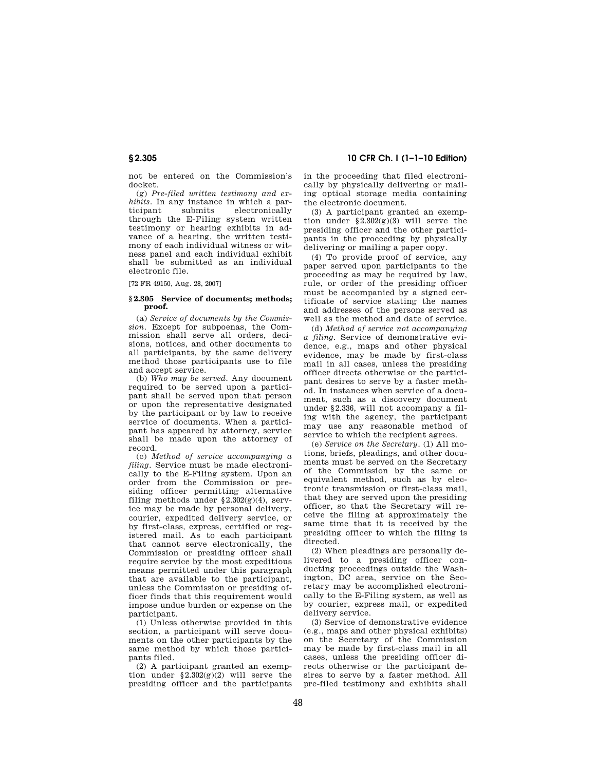not be entered on the Commission's docket.

(g) *Pre-filed written testimony and exhibits.* In any instance in which a participant submits electronically through the E-Filing system written testimony or hearing exhibits in advance of a hearing, the written testimony of each individual witness or witness panel and each individual exhibit shall be submitted as an individual electronic file.

[72 FR 49150, Aug. 28, 2007]

### § 2.305 Service of documents; methods; proof.

(a) *Service of documents by the Commission.* Except for subpoenas, the Commission shall serve all orders, decisions, notices, and other documents to all participants, by the same delivery method those participants use to file and accept service.

(b) *Who may be served.* Any document required to be served upon a participant shall be served upon that person or upon the representative designated by the participant or by law to receive service of documents. When a participant has appeared by attorney, service shall be made upon the attorney of record.

(c) *Method of service accompanying a filing.* Service must be made electronically to the E-Filing system. Upon an order from the Commission or presiding officer permitting alternative filing methods under §2.302(g)(4), service may be made by personal delivery, courier, expedited delivery service, or by first-class, express, certified or registered mail. As to each participant that cannot serve electronically, the Commission or presiding officer shall require service by the most expeditious means permitted under this paragraph that are available to the participant, unless the Commission or presiding officer finds that this requirement would impose undue burden or expense on the participant.

(1) Unless otherwise provided in this section, a participant will serve documents on the other participants by the same method by which those participants filed.

(2) A participant granted an exemption under §2.302(g)(2) will serve the presiding officer and the participants in the proceeding that filed electronically by physically delivering or mailing optical storage media containing the electronic document.

(3) A participant granted an exemption under §2.302(g)(3) will serve the presiding officer and the other participants in the proceeding by physically delivering or mailing a paper copy.

(4) To provide proof of service, any paper served upon participants to the proceeding as may be required by law, rule, or order of the presiding officer must be accompanied by a signed certificate of service stating the names and addresses of the persons served as well as the method and date of service.

(d) *Method of service not accompanying a filing.* Service of demonstrative evidence, e.g., maps and other physical evidence, may be made by first-class mail in all cases, unless the presiding officer directs otherwise or the participant desires to serve by a faster method. In instances when service of a document, such as a discovery document under §2.336, will not accompany a filing with the agency, the participant may use any reasonable method of service to which the recipient agrees.

(e) *Service on the Secretary.* (1) All motions, briefs, pleadings, and other documents must be served on the Secretary of the Commission by the same or equivalent method, such as by electronic transmission or first-class mail, that they are served upon the presiding officer, so that the Secretary will receive the filing at approximately the same time that it is received by the presiding officer to which the filing is directed.

(2) When pleadings are personally delivered to a presiding officer conducting proceedings outside the Washington, DC area, service on the Secretary may be accomplished electronically to the E-Filing system, as well as by courier, express mail, or expedited delivery service.

(3) Service of demonstrative evidence (e.g., maps and other physical exhibits) on the Secretary of the Commission may be made by first-class mail in all cases, unless the presiding officer directs otherwise or the participant desires to serve by a faster method. All pre-filed testimony and exhibits shall